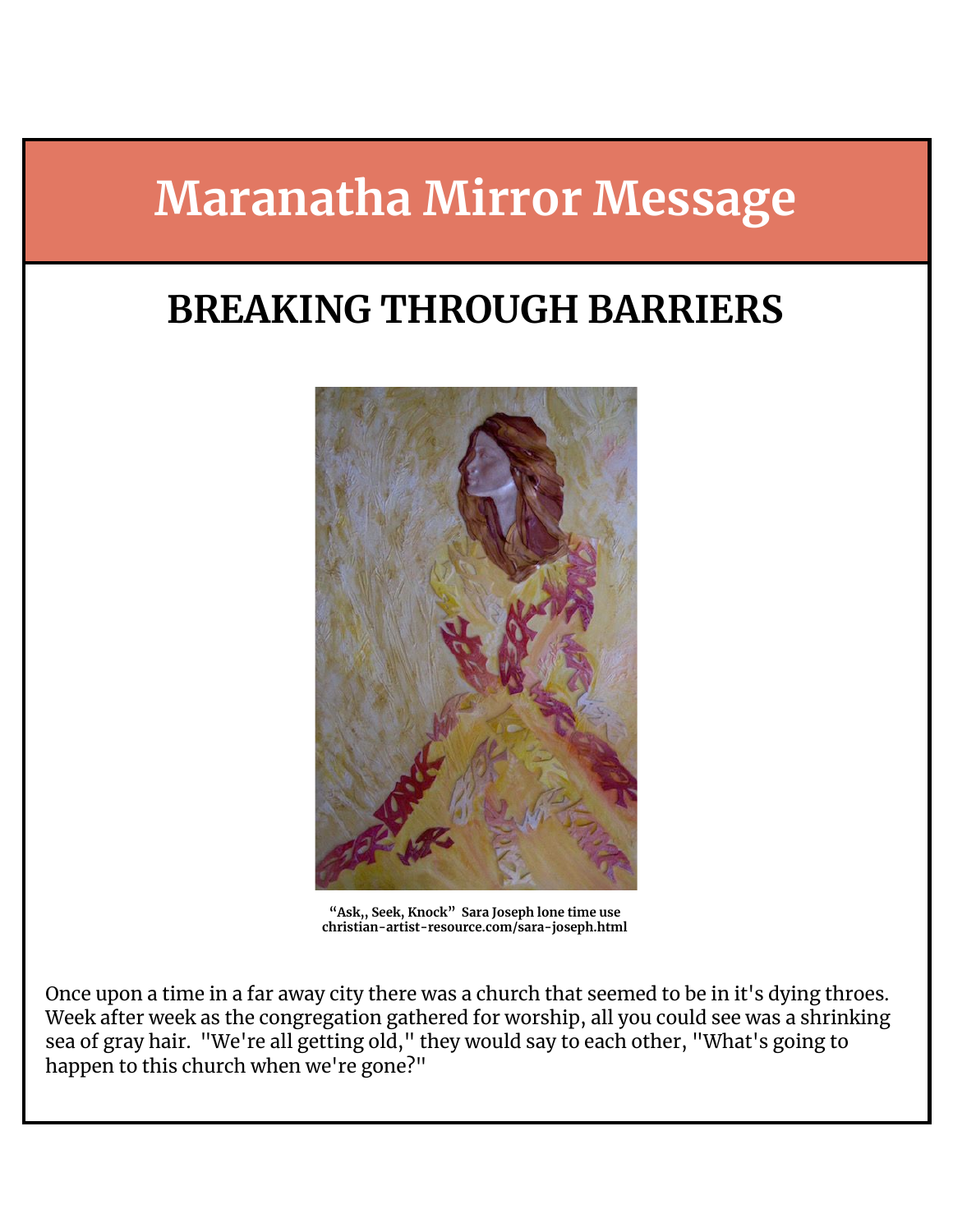# Maranatha Mirror Message

## BREAKING THROUGH BARRIERS

**"Ask,, Seek, Knock" Sara Joseph lone time use christian-artist-resource.com/sara-joseph.html**

Once upon a time in a far away city there was a church that seemed to be in it's dying throes. Week after week as the congregation gathered for worship, all you could see was a shrinking sea of gray hair. "We're all getting old," they would say to each other, "What's going to happen to this church when we're gone?"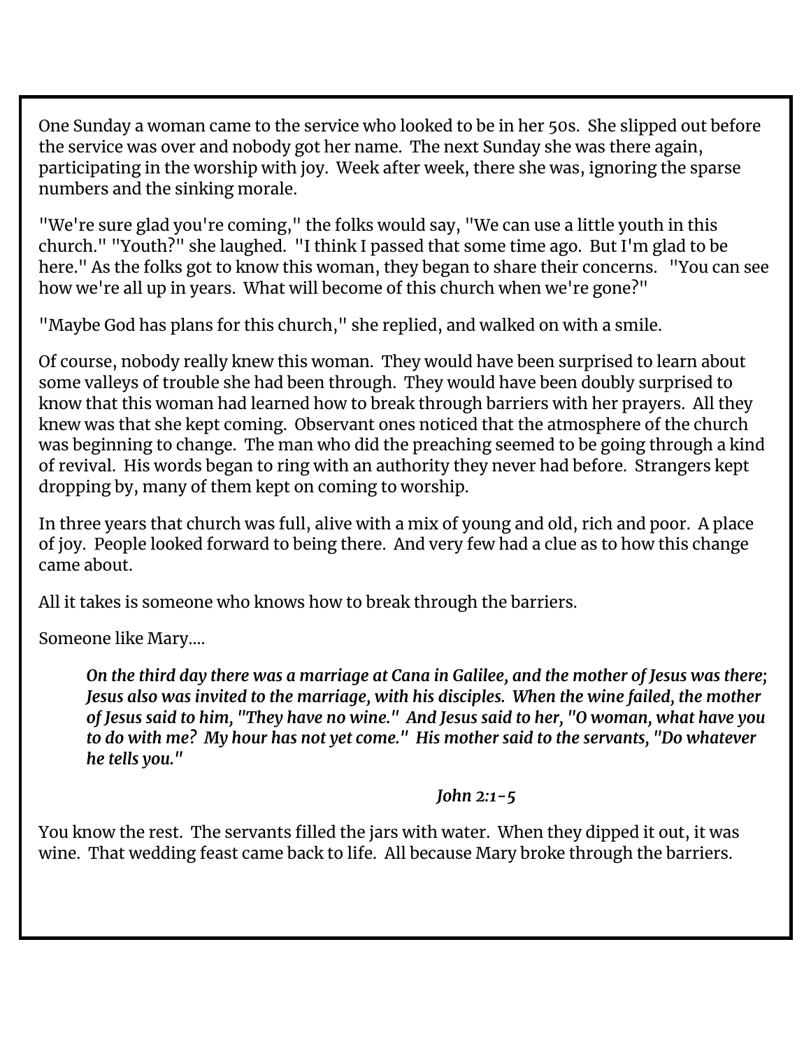One Sunday a woman came to the service who looked to be in her 50s. She slipped out before the service was over and nobody got her name. The next Sunday she was there again, participating in the worship with joy. Week after week, there she was, ignoring the sparse numbers and the sinking morale.

"We're sure glad you're coming," the folks would say, "We can use a little youth in this church." "Youth?" she laughed. "I think I passed that some time ago. But I'm glad to be here." As the folks got to know this woman, they began to share their concerns. "You can see how we're all up in years. What will become of this church when we're gone?"

"Maybe God has plans for this church," she replied, and walked on with a smile.

Of course, nobody really knew this woman. They would have been surprised to learn about some valleys of trouble she had been through. They would have been doubly surprised to know that this woman had learned how to break through barriers with her prayers. All they knew was that she kept coming. Observant ones noticed that the atmosphere of the church was beginning to change. The man who did the preaching seemed to be going through a kind of revival. His words began to ring with an authority they never had before. Strangers kept dropping by, many of them kept on coming to worship.

In three years that church was full, alive with a mix of young and old, rich and poor. A place of joy. People looked forward to being there. And very few had a clue as to how this change came about.

All it takes is someone who knows how to break through the barriers.

Someone like Mary....

> ***On the third day there was a marriage at Cana in Galilee, and the mother of Jesus was there; Jesus also was invited to the marriage, with his disciples. When the wine failed, the mother of Jesus said to him, "They have no wine." And Jesus said to her, "O woman, what have you to do with me? My hour has not yet come." His mother said to the servants, "Do whatever he tells you."***
>
> ***John 2:1-5***

You know the rest. The servants filled the jars with water. When they dipped it out, it was wine. That wedding feast came back to life. All because Mary broke through the barriers.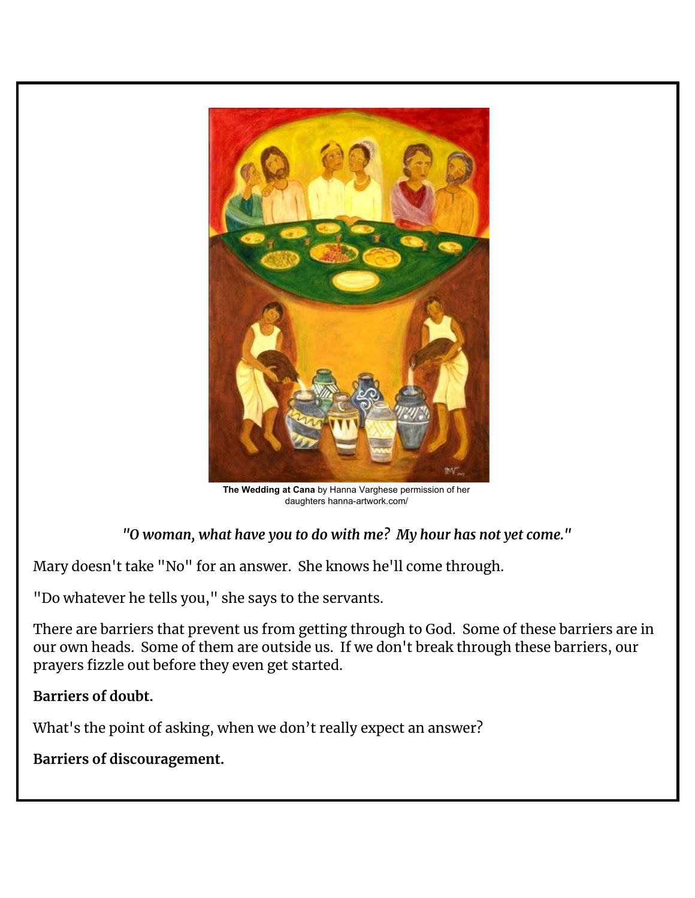**The Wedding at Cana** by Hanna Varghese permission of her daughters hanna-artwork.com/

*"O woman, what have you to do with me? My hour has not yet come."*

Mary doesn't take "No" for an answer. She knows he'll come through.

"Do whatever he tells you," she says to the servants.

There are barriers that prevent us from getting through to God. Some of these barriers are in our own heads. Some of them are outside us. If we don't break through these barriers, our prayers fizzle out before they even get started.

**Barriers of doubt.**

What's the point of asking, when we don't really expect an answer?

**Barriers of discouragement.**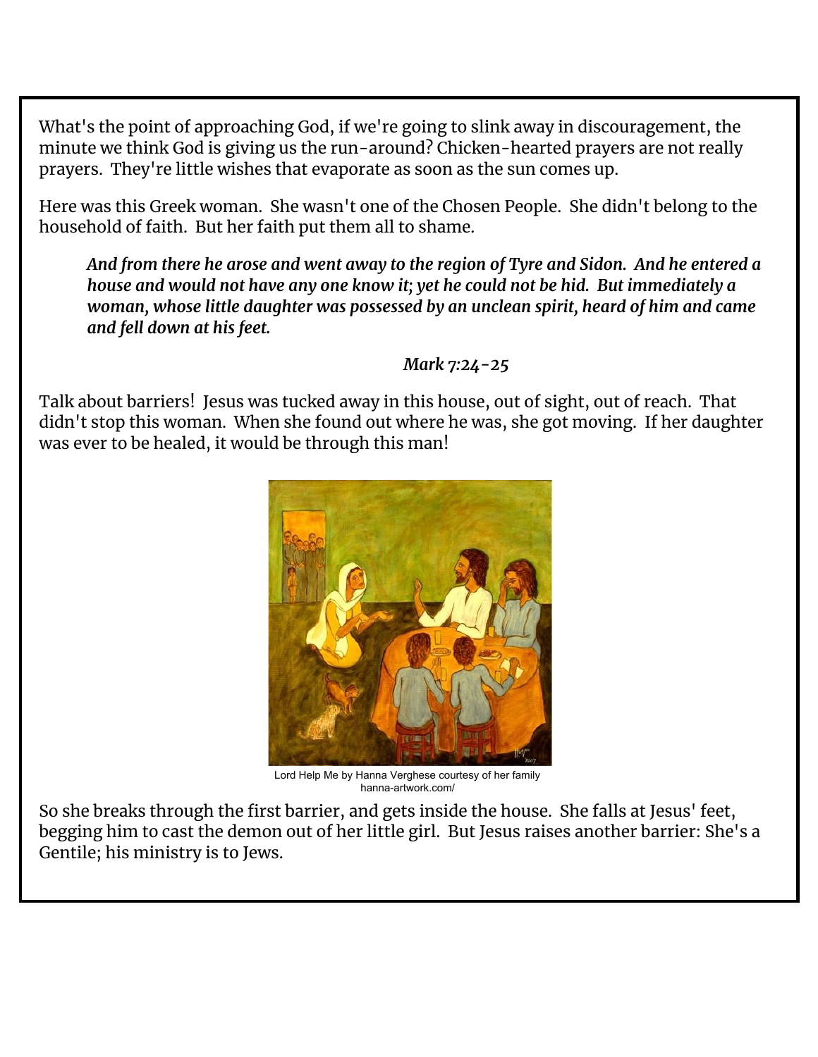What's the point of approaching God, if we're going to slink away in discouragement, the minute we think God is giving us the run-around? Chicken-hearted prayers are not really prayers. They're little wishes that evaporate as soon as the sun comes up.

Here was this Greek woman. She wasn't one of the Chosen People. She didn't belong to the household of faith. But her faith put them all to shame.

> ***And from there he arose and went away to the region of Tyre and Sidon. And he entered a house and would not have any one know it; yet he could not be hid. But immediately a woman, whose little daughter was possessed by an unclean spirit, heard of him and came and fell down at his feet.***
>
> *Mark 7:24-25*

Talk about barriers! Jesus was tucked away in this house, out of sight, out of reach. That didn't stop this woman. When she found out where he was, she got moving. If her daughter was ever to be healed, it would be through this man!

Lord Help Me by Hanna Verghese courtesy of her family hanna-artwork.com/

So she breaks through the first barrier, and gets inside the house. She falls at Jesus' feet, begging him to cast the demon out of her little girl. But Jesus raises another barrier: She's a Gentile; his ministry is to Jews.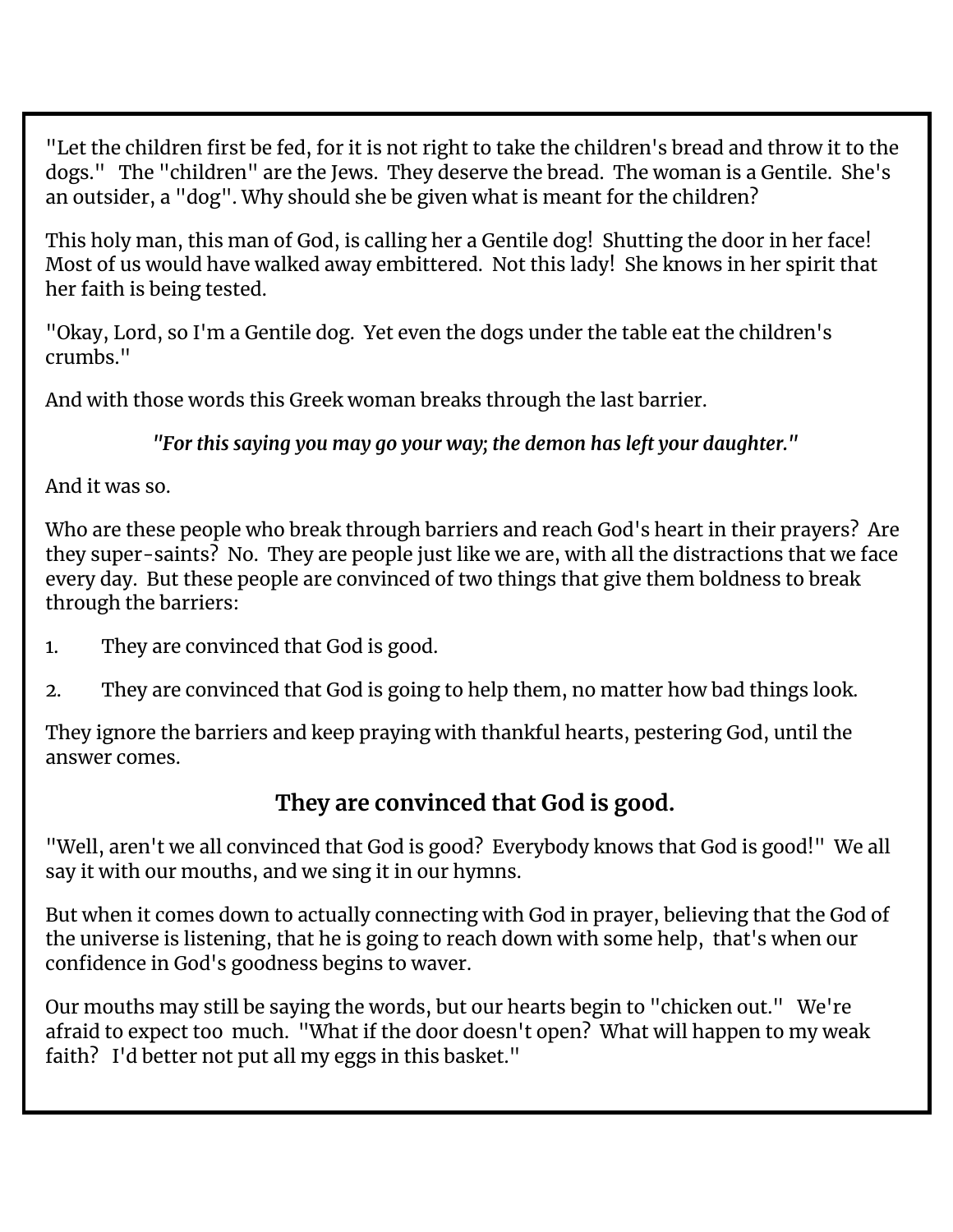"Let the children first be fed, for it is not right to take the children's bread and throw it to the dogs."   The "children" are the Jews.  They deserve the bread.  The woman is a Gentile.  She's an outsider, a "dog". Why should she be given what is meant for the children?

This holy man, this man of God, is calling her a Gentile dog!  Shutting the door in her face!  Most of us would have walked away embittered.  Not this lady!  She knows in her spirit that her faith is being tested.

"Okay, Lord, so I'm a Gentile dog.  Yet even the dogs under the table eat the children's crumbs."

And with those words this Greek woman breaks through the last barrier.

***"For this saying you may go your way; the demon has left your daughter."***

And it was so.

Who are these people who break through barriers and reach God's heart in their prayers?  Are they super-saints?  No.  They are people just like we are, with all the distractions that we face every day.  But these people are convinced of two things that give them boldness to break through the barriers:

1. They are convinced that God is good.
2. They are convinced that God is going to help them, no matter how bad things look.

They ignore the barriers and keep praying with thankful hearts, pestering God, until the answer comes.

## They are convinced that God is good.

"Well, aren't we all convinced that God is good?  Everybody knows that God is good!"  We all say it with our mouths, and we sing it in our hymns.

But when it comes down to actually connecting with God in prayer, believing that the God of the universe is listening, that he is going to reach down with some help,  that's when our confidence in God's goodness begins to waver.

Our mouths may still be saying the words, but our hearts begin to "chicken out."   We're afraid to expect too  much.  "What if the door doesn't open?  What will happen to my weak faith?   I'd better not put all my eggs in this basket."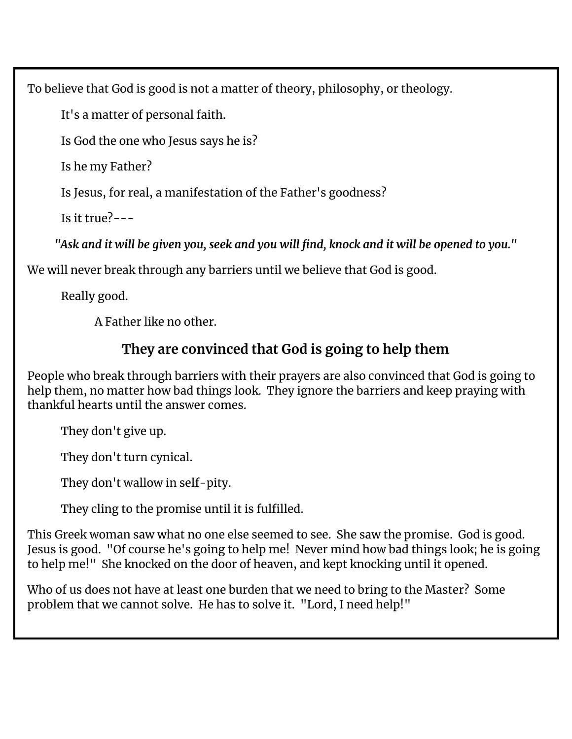To believe that God is good is not a matter of theory, philosophy, or theology.

It's a matter of personal faith.

Is God the one who Jesus says he is?

Is he my Father?

Is Jesus, for real, a manifestation of the Father's goodness?

Is it true?---

***"Ask and it will be given you, seek and you will find, knock and it will be opened to you."***

We will never break through any barriers until we believe that God is good.

Really good.

A Father like no other.

## They are convinced that God is going to help them

People who break through barriers with their prayers are also convinced that God is going to help them, no matter how bad things look. They ignore the barriers and keep praying with thankful hearts until the answer comes.

They don't give up.

They don't turn cynical.

They don't wallow in self-pity.

They cling to the promise until it is fulfilled.

This Greek woman saw what no one else seemed to see. She saw the promise. God is good. Jesus is good. "Of course he's going to help me! Never mind how bad things look; he is going to help me!" She knocked on the door of heaven, and kept knocking until it opened.

Who of us does not have at least one burden that we need to bring to the Master? Some problem that we cannot solve. He has to solve it. "Lord, I need help!"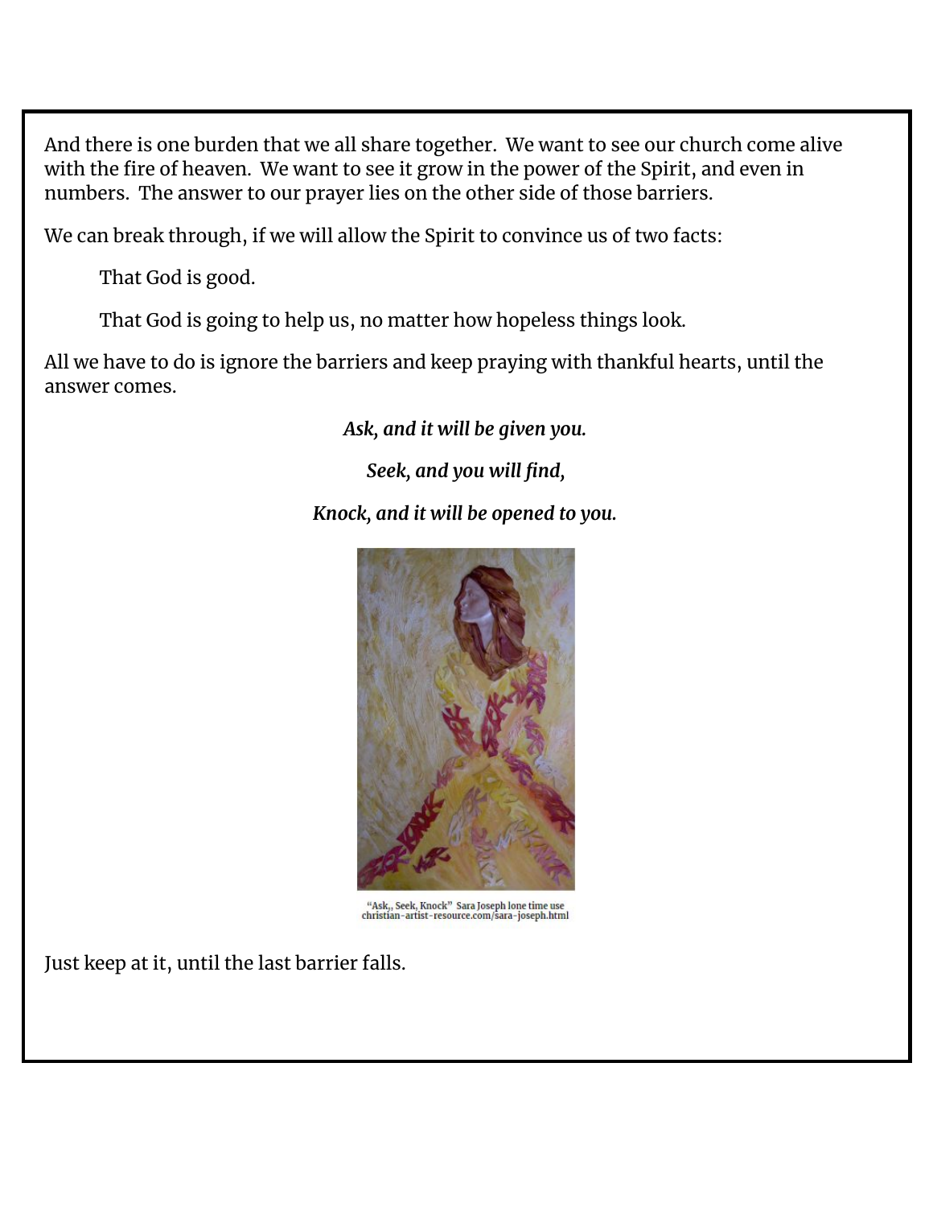And there is one burden that we all share together. We want to see our church come alive with the fire of heaven. We want to see it grow in the power of the Spirit, and even in numbers. The answer to our prayer lies on the other side of those barriers.

We can break through, if we will allow the Spirit to convince us of two facts:

> That God is good.
>
> That God is going to help us, no matter how hopeless things look.

All we have to do is ignore the barriers and keep praying with thankful hearts, until the answer comes.

***Ask, and it will be given you.***

***Seek, and you will find,***

***Knock, and it will be opened to you.***

"Ask,, Seek, Knock" Sara Joseph lone time use
christian-artist-resource.com/sara-joseph.html

Just keep at it, until the last barrier falls.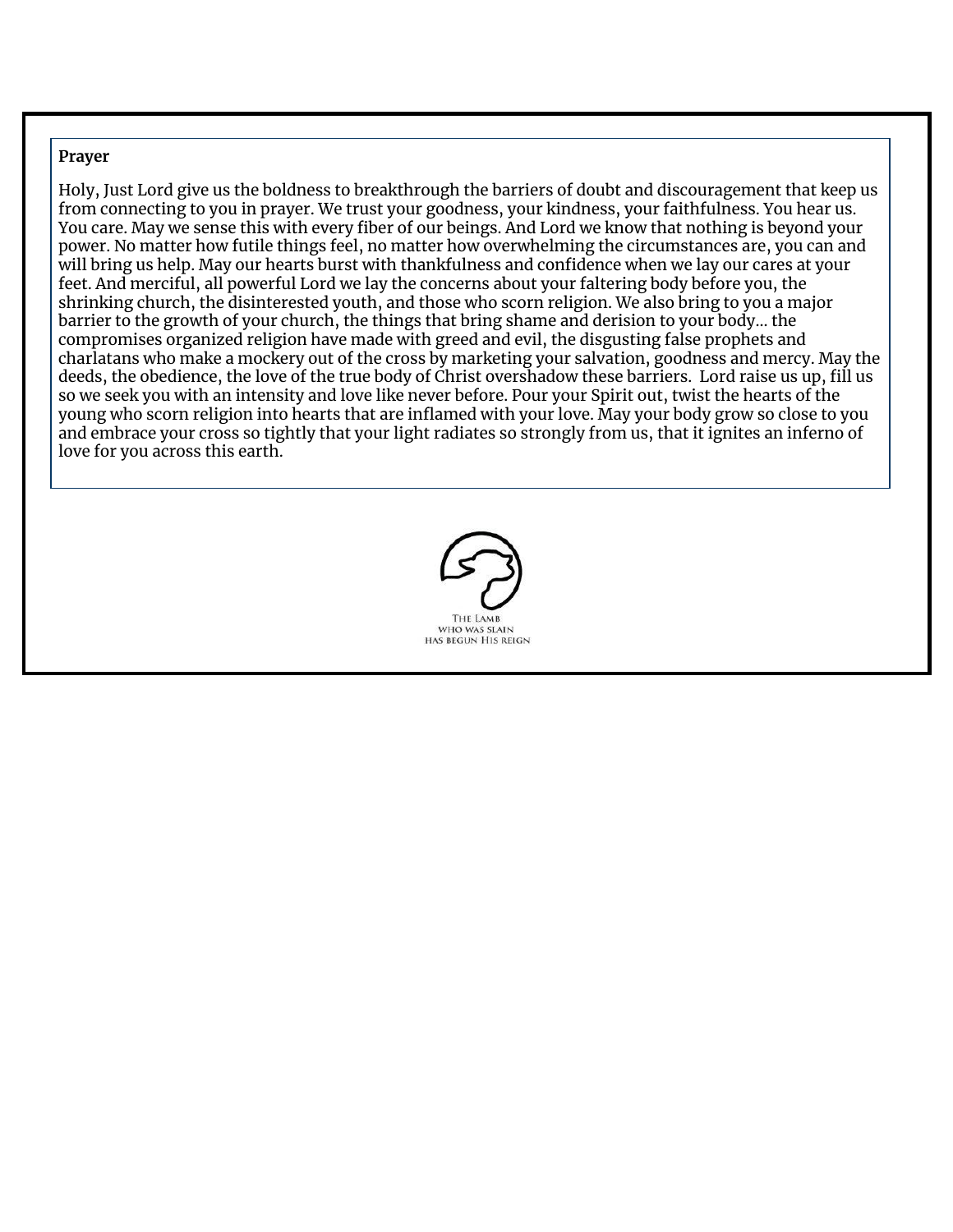**Prayer**

Holy, Just Lord give us the boldness to breakthrough the barriers of doubt and discouragement that keep us from connecting to you in prayer. We trust your goodness, your kindness, your faithfulness. You hear us. You care. May we sense this with every fiber of our beings. And Lord we know that nothing is beyond your power. No matter how futile things feel, no matter how overwhelming the circumstances are, you can and will bring us help. May our hearts burst with thankfulness and confidence when we lay our cares at your feet. And merciful, all powerful Lord we lay the concerns about your faltering body before you, the shrinking church, the disinterested youth, and those who scorn religion. We also bring to you a major barrier to the growth of your church, the things that bring shame and derision to your body... the compromises organized religion have made with greed and evil, the disgusting false prophets and charlatans who make a mockery out of the cross by marketing your salvation, goodness and mercy. May the deeds, the obedience, the love of the true body of Christ overshadow these barriers. Lord raise us up, fill us so we seek you with an intensity and love like never before. Pour your Spirit out, twist the hearts of the young who scorn religion into hearts that are inflamed with your love. May your body grow so close to you and embrace your cross so tightly that your light radiates so strongly from us, that it ignites an inferno of love for you across this earth.

THE LAMB
WHO WAS SLAIN
HAS BEGUN HIS REIGN